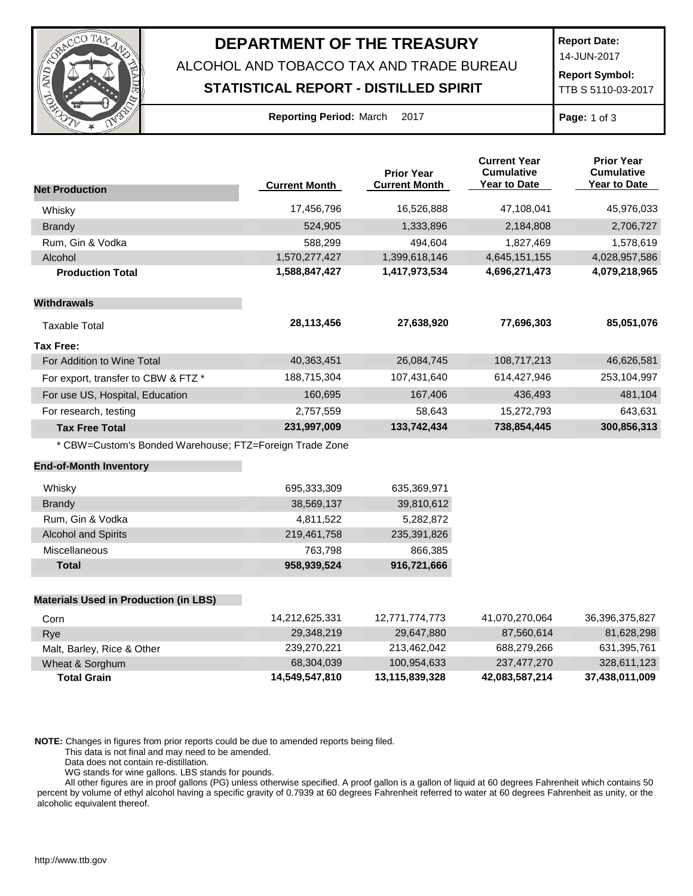# DEPARTMENT OF THE TREASURY

ALCOHOL AND TOBACCO TAX AND TRADE BUREAU

**STATISTICAL REPORT - DISTILLED SPIRIT**

**Report Date:** 14-JUN-2017

**Report Symbol:** TTB S 5110-03-2017

**Reporting Period:** March 2017

| Net Production | Current Month | Prior Year Current Month | Current Year Cumulative Year to Date | Prior Year Cumulative Year to Date |
|---|---|---|---|---|
| Whisky | 17,456,796 | 16,526,888 | 47,108,041 | 45,976,033 |
| Brandy | 524,905 | 1,333,896 | 2,184,808 | 2,706,727 |
| Rum, Gin & Vodka | 588,299 | 494,604 | 1,827,469 | 1,578,619 |
| Alcohol | 1,570,277,427 | 1,399,618,146 | 4,645,151,155 | 4,028,957,586 |
| **Production Total** | **1,588,847,427** | **1,417,973,534** | **4,696,271,473** | **4,079,218,965** |
| **Withdrawals** | | | | |
| Taxable Total | **28,113,456** | **27,638,920** | **77,696,303** | **85,051,076** |
| **Tax Free:** | | | | |
| For Addition to Wine Total | 40,363,451 | 26,084,745 | 108,717,213 | 46,626,581 |
| For export, transfer to CBW & FTZ * | 188,715,304 | 107,431,640 | 614,427,946 | 253,104,997 |
| For use US, Hospital, Education | 160,695 | 167,406 | 436,493 | 481,104 |
| For research, testing | 2,757,559 | 58,643 | 15,272,793 | 643,631 |
| **Tax Free Total** | **231,997,009** | **133,742,434** | **738,854,445** | **300,856,313** |

* CBW=Custom's Bonded Warehouse; FTZ=Foreign Trade Zone

| End-of-Month Inventory | Current Month | Prior Year Current Month |
|---|---|---|
| Whisky | 695,333,309 | 635,369,971 |
| Brandy | 38,569,137 | 39,810,612 |
| Rum, Gin & Vodka | 4,811,522 | 5,282,872 |
| Alcohol and Spirits | 219,461,758 | 235,391,826 |
| Miscellaneous | 763,798 | 866,385 |
| **Total** | **958,939,524** | **916,721,666** |

| Materials Used in Production (in LBS) | Current Month | Prior Year Current Month | Current Year Cumulative Year to Date | Prior Year Cumulative Year to Date |
|---|---|---|---|---|
| Corn | 14,212,625,331 | 12,771,774,773 | 41,070,270,064 | 36,396,375,827 |
| Rye | 29,348,219 | 29,647,880 | 87,560,614 | 81,628,298 |
| Malt, Barley, Rice & Other | 239,270,221 | 213,462,042 | 688,279,266 | 631,395,761 |
| Wheat & Sorghum | 68,304,039 | 100,954,633 | 237,477,270 | 328,611,123 |
| **Total Grain** | **14,549,547,810** | **13,115,839,328** | **42,083,587,214** | **37,438,011,009** |

**NOTE:** Changes in figures from prior reports could be due to amended reports being filed.
This data is not final and may need to be amended.
Data does not contain re-distillation.
WG stands for wine gallons. LBS stands for pounds.
All other figures are in proof gallons (PG) unless otherwise specified. A proof gallon is a gallon of liquid at 60 degrees Fahrenheit which contains 50 percent by volume of ethyl alcohol having a specific gravity of 0.7939 at 60 degrees Fahrenheit referred to water at 60 degrees Fahrenheit as unity, or the alcoholic equivalent thereof.

http://www.ttb.gov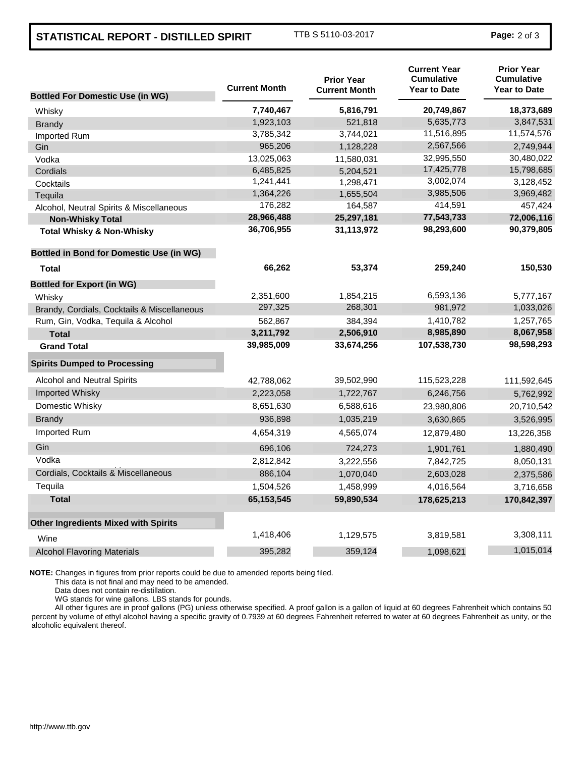## STATISTICAL REPORT - DISTILLED SPIRIT

TTB S 5110-03-2017

| Bottled For Domestic Use (in WG) | Current Month | Prior Year Current Month | Current Year Cumulative Year to Date | Prior Year Cumulative Year to Date |
|---|---|---|---|---|
| Whisky | **7,740,467** | **5,816,791** | **20,749,867** | **18,373,689** |
| Brandy | 1,923,103 | 521,818 | 5,635,773 | 3,847,531 |
| Imported Rum | 3,785,342 | 3,744,021 | 11,516,895 | 11,574,576 |
| Gin | 965,206 | 1,128,228 | 2,567,566 | 2,749,944 |
| Vodka | 13,025,063 | 11,580,031 | 32,995,550 | 30,480,022 |
| Cordials | 6,485,825 | 5,204,521 | 17,425,778 | 15,798,685 |
| Cocktails | 1,241,441 | 1,298,471 | 3,002,074 | 3,128,452 |
| Tequila | 1,364,226 | 1,655,504 | 3,985,506 | 3,969,482 |
| Alcohol, Neutral Spirits & Miscellaneous | 176,282 | 164,587 | 414,591 | 457,424 |
| **Non-Whisky Total** | **28,966,488** | **25,297,181** | **77,543,733** | **72,006,116** |
| **Total Whisky & Non-Whisky** | **36,706,955** | **31,113,972** | **98,293,600** | **90,379,805** |
| **Bottled in Bond for Domestic Use (in WG)** | | | | |
| **Total** | **66,262** | **53,374** | **259,240** | **150,530** |
| **Bottled for Export (in WG)** | | | | |
| Whisky | 2,351,600 | 1,854,215 | 6,593,136 | 5,777,167 |
| Brandy, Cordials, Cocktails & Miscellaneous | 297,325 | 268,301 | 981,972 | 1,033,026 |
| Rum, Gin, Vodka, Tequila & Alcohol | 562,867 | 384,394 | 1,410,782 | 1,257,765 |
| **Total** | **3,211,792** | **2,506,910** | **8,985,890** | **8,067,958** |
| **Grand Total** | **39,985,009** | **33,674,256** | **107,538,730** | **98,598,293** |
| **Spirits Dumped to Processing** | | | | |
| Alcohol and Neutral Spirits | 42,788,062 | 39,502,990 | 115,523,228 | 111,592,645 |
| Imported Whisky | 2,223,058 | 1,722,767 | 6,246,756 | 5,762,992 |
| Domestic Whisky | 8,651,630 | 6,588,616 | 23,980,806 | 20,710,542 |
| Brandy | 936,898 | 1,035,219 | 3,630,865 | 3,526,995 |
| Imported Rum | 4,654,319 | 4,565,074 | 12,879,480 | 13,226,358 |
| Gin | 696,106 | 724,273 | 1,901,761 | 1,880,490 |
| Vodka | 2,812,842 | 3,222,556 | 7,842,725 | 8,050,131 |
| Cordials, Cocktails & Miscellaneous | 886,104 | 1,070,040 | 2,603,028 | 2,375,586 |
| Tequila | 1,504,526 | 1,458,999 | 4,016,564 | 3,716,658 |
| **Total** | **65,153,545** | **59,890,534** | **178,625,213** | **170,842,397** |
| **Other Ingredients Mixed with Spirits** | | | | |
| Wine | 1,418,406 | 1,129,575 | 3,819,581 | 3,308,111 |
| Alcohol Flavoring Materials | 395,282 | 359,124 | 1,098,621 | 1,015,014 |

**NOTE:** Changes in figures from prior reports could be due to amended reports being filed.

This data is not final and may need to be amended.

Data does not contain re-distillation.

WG stands for wine gallons. LBS stands for pounds.

All other figures are in proof gallons (PG) unless otherwise specified. A proof gallon is a gallon of liquid at 60 degrees Fahrenheit which contains 50 percent by volume of ethyl alcohol having a specific gravity of 0.7939 at 60 degrees Fahrenheit referred to water at 60 degrees Fahrenheit as unity, or the alcoholic equivalent thereof.

http://www.ttb.gov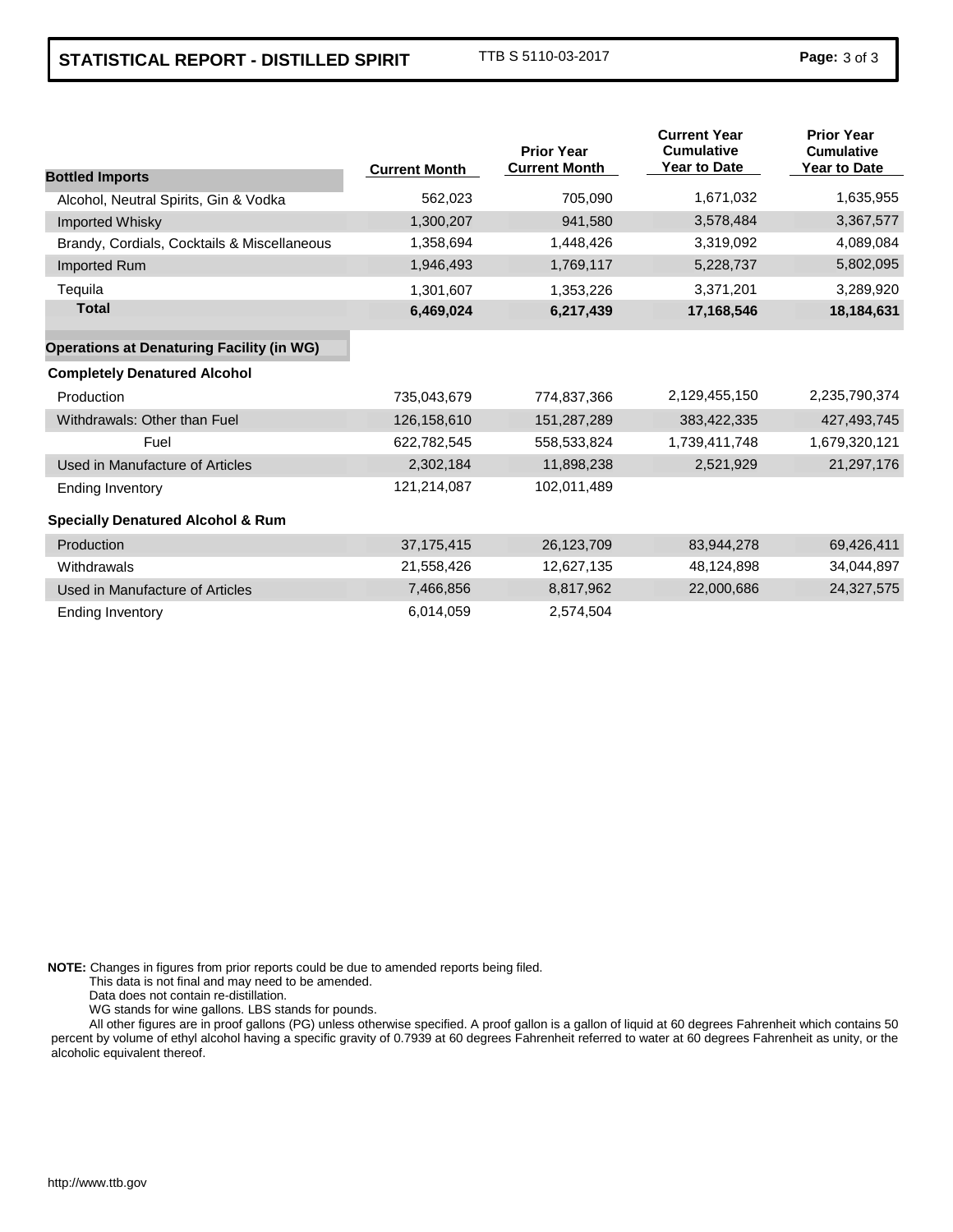## STATISTICAL REPORT - DISTILLED SPIRIT

TTB S 5110-03-2017

| Bottled Imports | Current Month | Prior Year Current Month | Current Year Cumulative Year to Date | Prior Year Cumulative Year to Date |
|---|---|---|---|---|
| Alcohol, Neutral Spirits, Gin & Vodka | 562,023 | 705,090 | 1,671,032 | 1,635,955 |
| Imported Whisky | 1,300,207 | 941,580 | 3,578,484 | 3,367,577 |
| Brandy, Cordials, Cocktails & Miscellaneous | 1,358,694 | 1,448,426 | 3,319,092 | 4,089,084 |
| Imported Rum | 1,946,493 | 1,769,117 | 5,228,737 | 5,802,095 |
| Tequila | 1,301,607 | 1,353,226 | 3,371,201 | 3,289,920 |
| **Total** | **6,469,024** | **6,217,439** | **17,168,546** | **18,184,631** |

| Operations at Denaturing Facility (in WG) | Current Month | Prior Year Current Month | Current Year Cumulative Year to Date | Prior Year Cumulative Year to Date |
|---|---|---|---|---|
| **Completely Denatured Alcohol** | | | | |
| Production | 735,043,679 | 774,837,366 | 2,129,455,150 | 2,235,790,374 |
| Withdrawals: Other than Fuel | 126,158,610 | 151,287,289 | 383,422,335 | 427,493,745 |
| Fuel | 622,782,545 | 558,533,824 | 1,739,411,748 | 1,679,320,121 |
| Used in Manufacture of Articles | 2,302,184 | 11,898,238 | 2,521,929 | 21,297,176 |
| Ending Inventory | 121,214,087 | 102,011,489 | | |
| **Specially Denatured Alcohol & Rum** | | | | |
| Production | 37,175,415 | 26,123,709 | 83,944,278 | 69,426,411 |
| Withdrawals | 21,558,426 | 12,627,135 | 48,124,898 | 34,044,897 |
| Used in Manufacture of Articles | 7,466,856 | 8,817,962 | 22,000,686 | 24,327,575 |
| Ending Inventory | 6,014,059 | 2,574,504 | | |

**NOTE:** Changes in figures from prior reports could be due to amended reports being filed.
This data is not final and may need to be amended.
Data does not contain re-distillation.
WG stands for wine gallons. LBS stands for pounds.
All other figures are in proof gallons (PG) unless otherwise specified. A proof gallon is a gallon of liquid at 60 degrees Fahrenheit which contains 50 percent by volume of ethyl alcohol having a specific gravity of 0.7939 at 60 degrees Fahrenheit referred to water at 60 degrees Fahrenheit as unity, or the alcoholic equivalent thereof.

http://www.ttb.gov